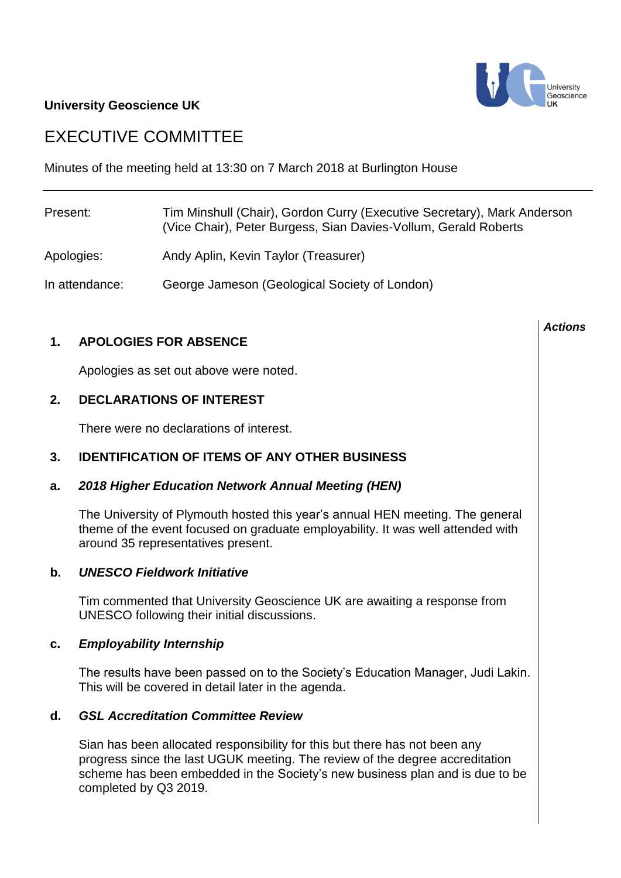**University Geoscience UK**

# EXECUTIVE COMMITTEE

Minutes of the meeting held at 13:30 on 7 March 2018 at Burlington House

| | |
|---|---|
| Present: | Tim Minshull (Chair), Gordon Curry (Executive Secretary), Mark Anderson (Vice Chair), Peter Burgess, Sian Davies-Vollum, Gerald Roberts |
| Apologies: | Andy Aplin, Kevin Taylor (Treasurer) |
| In attendance: | George Jameson (Geological Society of London) |

***Actions***

## 1. APOLOGIES FOR ABSENCE

Apologies as set out above were noted.

## 2. DECLARATIONS OF INTEREST

There were no declarations of interest.

## 3. IDENTIFICATION OF ITEMS OF ANY OTHER BUSINESS

### a. *2018 Higher Education Network Annual Meeting (HEN)*

The University of Plymouth hosted this year's annual HEN meeting. The general theme of the event focused on graduate employability. It was well attended with around 35 representatives present.

### b. *UNESCO Fieldwork Initiative*

Tim commented that University Geoscience UK are awaiting a response from UNESCO following their initial discussions.

### c. *Employability Internship*

The results have been passed on to the Society's Education Manager, Judi Lakin. This will be covered in detail later in the agenda.

### d. *GSL Accreditation Committee Review*

Sian has been allocated responsibility for this but there has not been any progress since the last UGUK meeting. The review of the degree accreditation scheme has been embedded in the Society's new business plan and is due to be completed by Q3 2019.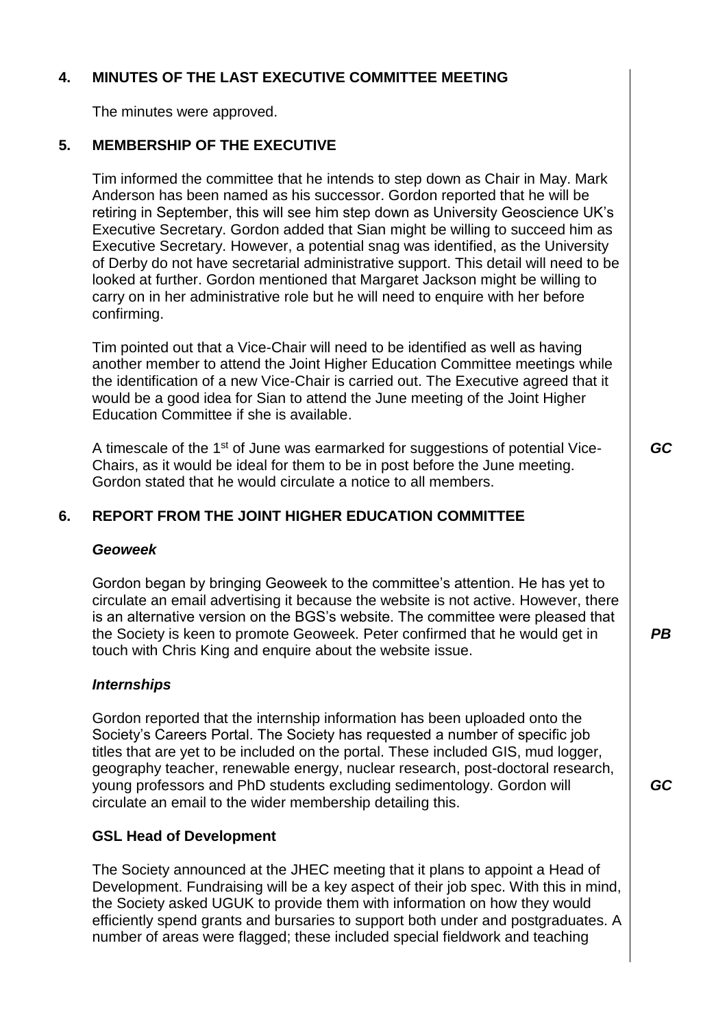## 4. MINUTES OF THE LAST EXECUTIVE COMMITTEE MEETING

The minutes were approved.

## 5. MEMBERSHIP OF THE EXECUTIVE

Tim informed the committee that he intends to step down as Chair in May. Mark Anderson has been named as his successor. Gordon reported that he will be retiring in September, this will see him step down as University Geoscience UK's Executive Secretary. Gordon added that Sian might be willing to succeed him as Executive Secretary. However, a potential snag was identified, as the University of Derby do not have secretarial administrative support. This detail will need to be looked at further. Gordon mentioned that Margaret Jackson might be willing to carry on in her administrative role but he will need to enquire with her before confirming.

Tim pointed out that a Vice-Chair will need to be identified as well as having another member to attend the Joint Higher Education Committee meetings while the identification of a new Vice-Chair is carried out. The Executive agreed that it would be a good idea for Sian to attend the June meeting of the Joint Higher Education Committee if she is available.

A timescale of the 1st of June was earmarked for suggestions of potential Vice-Chairs, as it would be ideal for them to be in post before the June meeting. Gordon stated that he would circulate a notice to all members. ***GC***

## 6. REPORT FROM THE JOINT HIGHER EDUCATION COMMITTEE

### *Geoweek*

Gordon began by bringing Geoweek to the committee's attention. He has yet to circulate an email advertising it because the website is not active. However, there is an alternative version on the BGS's website. The committee were pleased that the Society is keen to promote Geoweek. Peter confirmed that he would get in touch with Chris King and enquire about the website issue. ***PB***

### *Internships*

Gordon reported that the internship information has been uploaded onto the Society's Careers Portal. The Society has requested a number of specific job titles that are yet to be included on the portal. These included GIS, mud logger, geography teacher, renewable energy, nuclear research, post-doctoral research, young professors and PhD students excluding sedimentology. Gordon will circulate an email to the wider membership detailing this. ***GC***

### GSL Head of Development

The Society announced at the JHEC meeting that it plans to appoint a Head of Development. Fundraising will be a key aspect of their job spec. With this in mind, the Society asked UGUK to provide them with information on how they would efficiently spend grants and bursaries to support both under and postgraduates. A number of areas were flagged; these included special fieldwork and teaching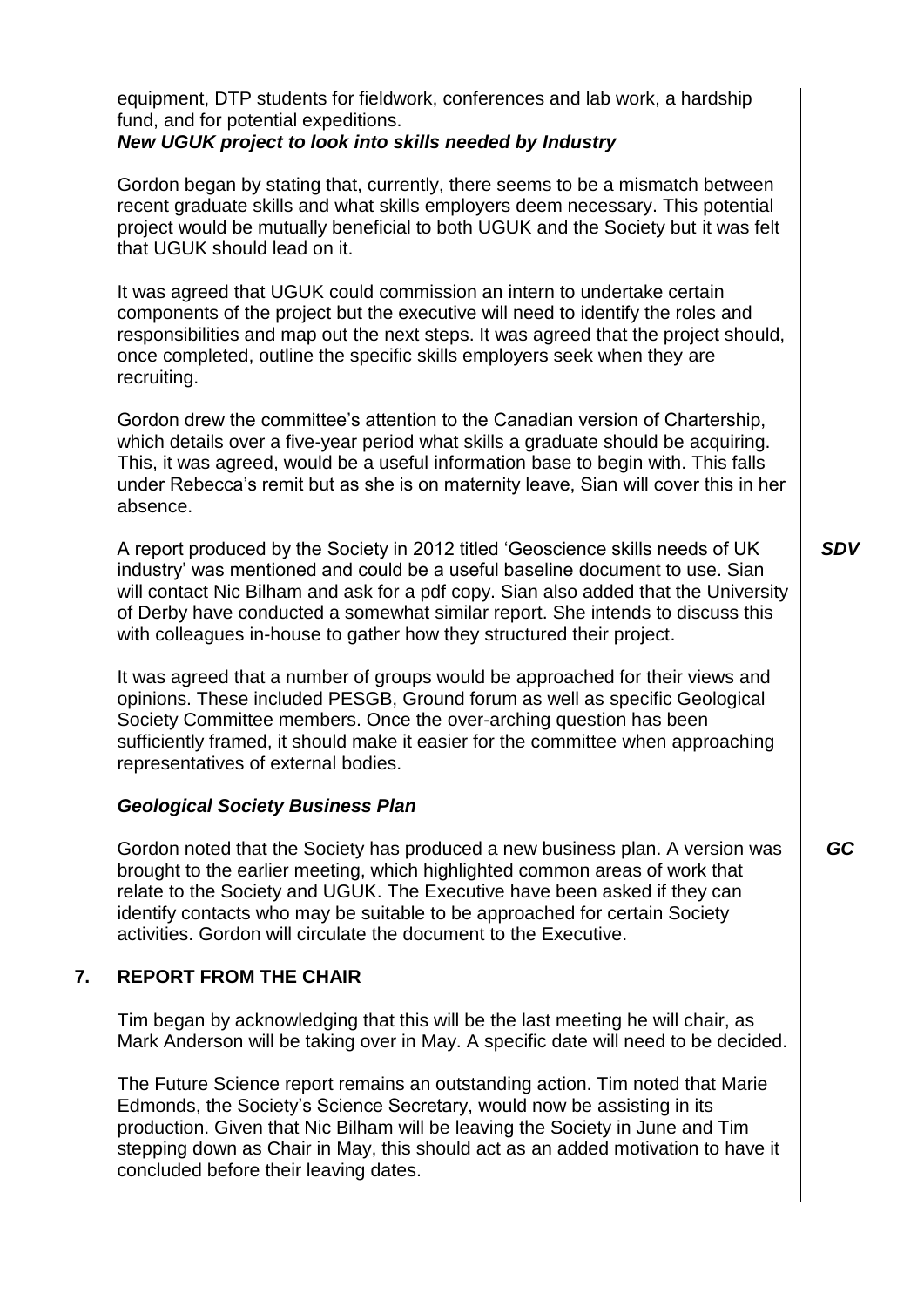equipment, DTP students for fieldwork, conferences and lab work, a hardship fund, and for potential expeditions.

***New UGUK project to look into skills needed by Industry***

Gordon began by stating that, currently, there seems to be a mismatch between recent graduate skills and what skills employers deem necessary. This potential project would be mutually beneficial to both UGUK and the Society but it was felt that UGUK should lead on it.

It was agreed that UGUK could commission an intern to undertake certain components of the project but the executive will need to identify the roles and responsibilities and map out the next steps. It was agreed that the project should, once completed, outline the specific skills employers seek when they are recruiting.

Gordon drew the committee's attention to the Canadian version of Chartership, which details over a five-year period what skills a graduate should be acquiring. This, it was agreed, would be a useful information base to begin with. This falls under Rebecca's remit but as she is on maternity leave, Sian will cover this in her absence.

A report produced by the Society in 2012 titled 'Geoscience skills needs of UK industry' was mentioned and could be a useful baseline document to use. Sian will contact Nic Bilham and ask for a pdf copy. Sian also added that the University of Derby have conducted a somewhat similar report. She intends to discuss this with colleagues in-house to gather how they structured their project. ***SDV***

It was agreed that a number of groups would be approached for their views and opinions. These included PESGB, Ground forum as well as specific Geological Society Committee members. Once the over-arching question has been sufficiently framed, it should make it easier for the committee when approaching representatives of external bodies.

***Geological Society Business Plan***

Gordon noted that the Society has produced a new business plan. A version was brought to the earlier meeting, which highlighted common areas of work that relate to the Society and UGUK. The Executive have been asked if they can identify contacts who may be suitable to be approached for certain Society activities. Gordon will circulate the document to the Executive. ***GC***

## 7. REPORT FROM THE CHAIR

Tim began by acknowledging that this will be the last meeting he will chair, as Mark Anderson will be taking over in May. A specific date will need to be decided.

The Future Science report remains an outstanding action. Tim noted that Marie Edmonds, the Society's Science Secretary, would now be assisting in its production. Given that Nic Bilham will be leaving the Society in June and Tim stepping down as Chair in May, this should act as an added motivation to have it concluded before their leaving dates.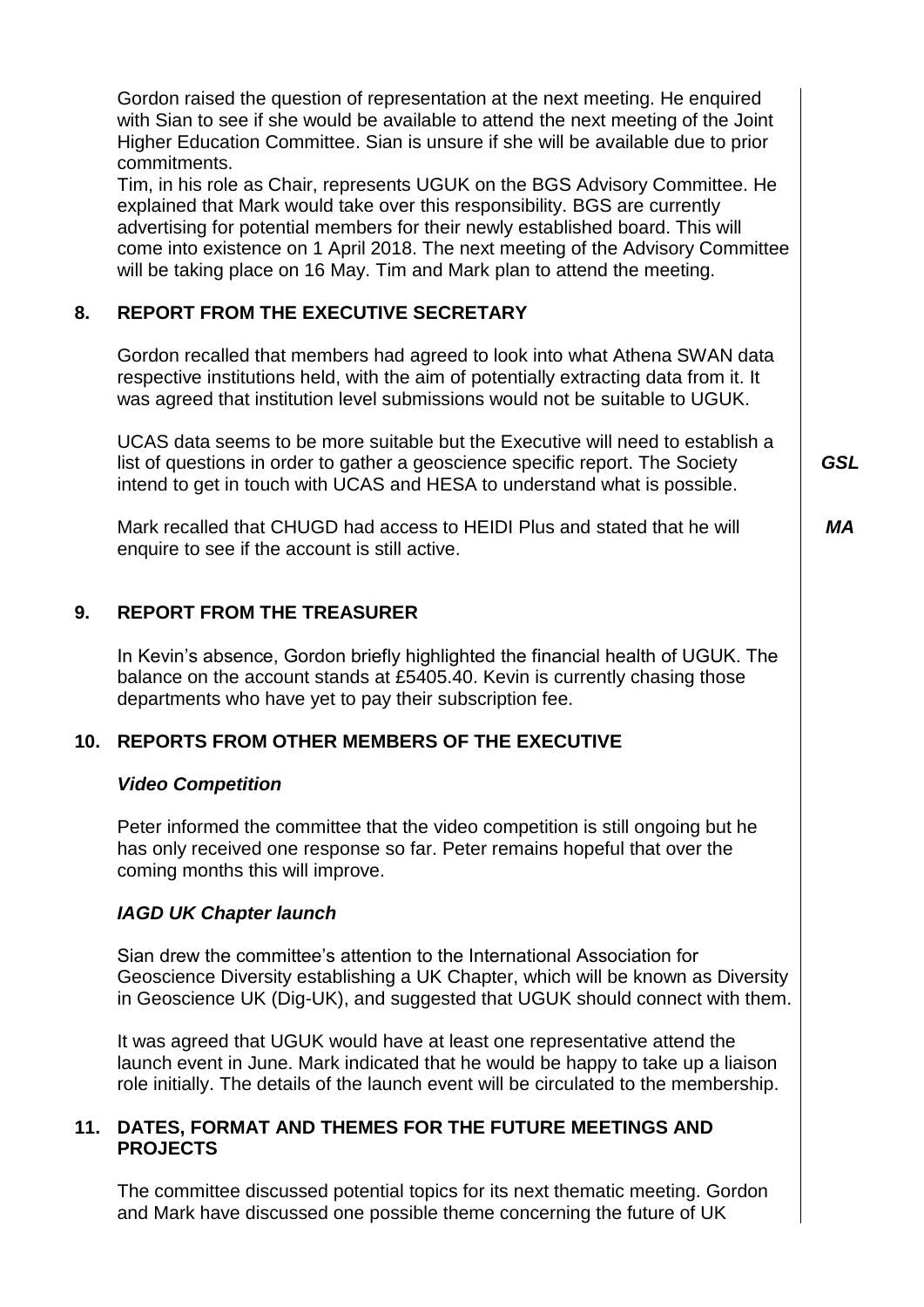Gordon raised the question of representation at the next meeting. He enquired with Sian to see if she would be available to attend the next meeting of the Joint Higher Education Committee. Sian is unsure if she will be available due to prior commitments.

Tim, in his role as Chair, represents UGUK on the BGS Advisory Committee. He explained that Mark would take over this responsibility. BGS are currently advertising for potential members for their newly established board. This will come into existence on 1 April 2018. The next meeting of the Advisory Committee will be taking place on 16 May. Tim and Mark plan to attend the meeting.

## 8. REPORT FROM THE EXECUTIVE SECRETARY

Gordon recalled that members had agreed to look into what Athena SWAN data respective institutions held, with the aim of potentially extracting data from it. It was agreed that institution level submissions would not be suitable to UGUK.

UCAS data seems to be more suitable but the Executive will need to establish a list of questions in order to gather a geoscience specific report. The Society intend to get in touch with UCAS and HESA to understand what is possible. ***GSL***

Mark recalled that CHUGD had access to HEIDI Plus and stated that he will enquire to see if the account is still active. ***MA***

## 9. REPORT FROM THE TREASURER

In Kevin's absence, Gordon briefly highlighted the financial health of UGUK. The balance on the account stands at £5405.40. Kevin is currently chasing those departments who have yet to pay their subscription fee.

## 10. REPORTS FROM OTHER MEMBERS OF THE EXECUTIVE

### *Video Competition*

Peter informed the committee that the video competition is still ongoing but he has only received one response so far. Peter remains hopeful that over the coming months this will improve.

### *IAGD UK Chapter launch*

Sian drew the committee's attention to the International Association for Geoscience Diversity establishing a UK Chapter, which will be known as Diversity in Geoscience UK (Dig-UK), and suggested that UGUK should connect with them.

It was agreed that UGUK would have at least one representative attend the launch event in June. Mark indicated that he would be happy to take up a liaison role initially. The details of the launch event will be circulated to the membership.

## 11. DATES, FORMAT AND THEMES FOR THE FUTURE MEETINGS AND PROJECTS

The committee discussed potential topics for its next thematic meeting. Gordon and Mark have discussed one possible theme concerning the future of UK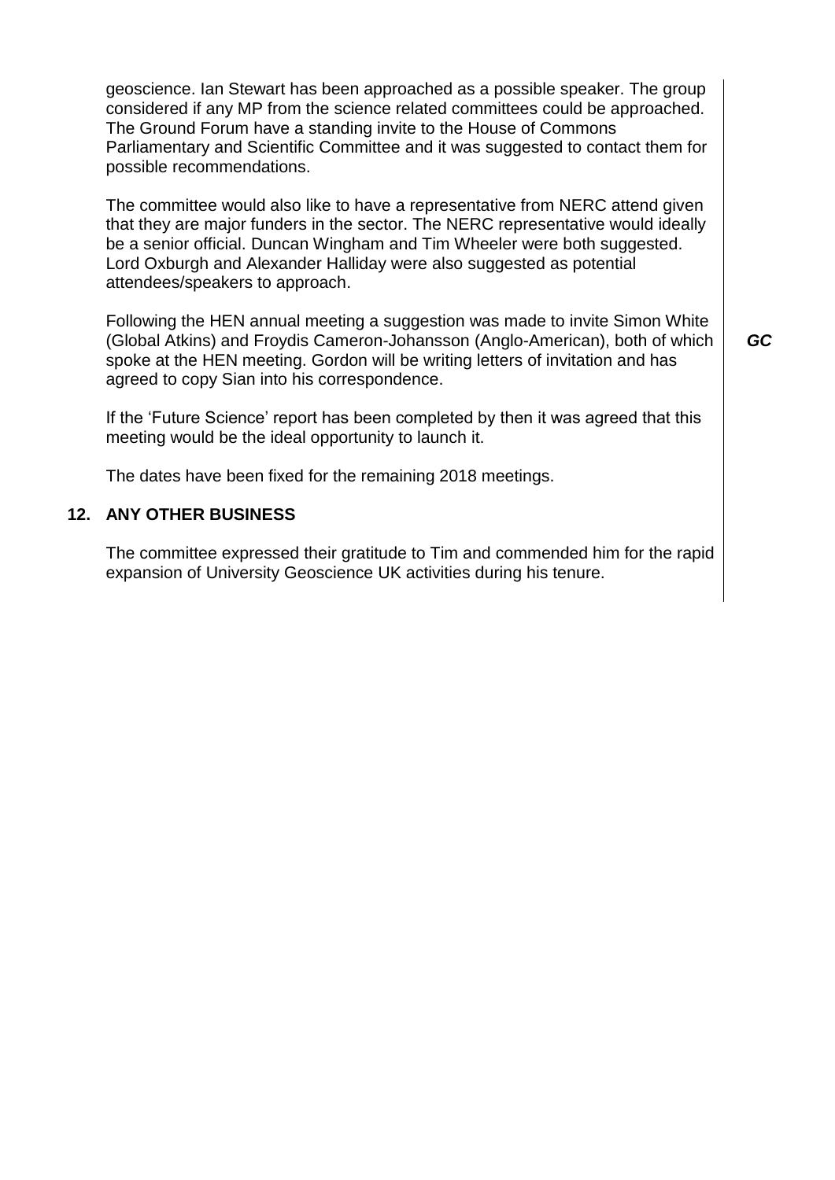geoscience. Ian Stewart has been approached as a possible speaker. The group considered if any MP from the science related committees could be approached. The Ground Forum have a standing invite to the House of Commons Parliamentary and Scientific Committee and it was suggested to contact them for possible recommendations.

The committee would also like to have a representative from NERC attend given that they are major funders in the sector. The NERC representative would ideally be a senior official. Duncan Wingham and Tim Wheeler were both suggested. Lord Oxburgh and Alexander Halliday were also suggested as potential attendees/speakers to approach.

Following the HEN annual meeting a suggestion was made to invite Simon White (Global Atkins) and Froydis Cameron-Johansson (Anglo-American), both of which spoke at the HEN meeting. Gordon will be writing letters of invitation and has agreed to copy Sian into his correspondence. ***GC***

If the 'Future Science' report has been completed by then it was agreed that this meeting would be the ideal opportunity to launch it.

The dates have been fixed for the remaining 2018 meetings.

## 12. ANY OTHER BUSINESS

The committee expressed their gratitude to Tim and commended him for the rapid expansion of University Geoscience UK activities during his tenure.